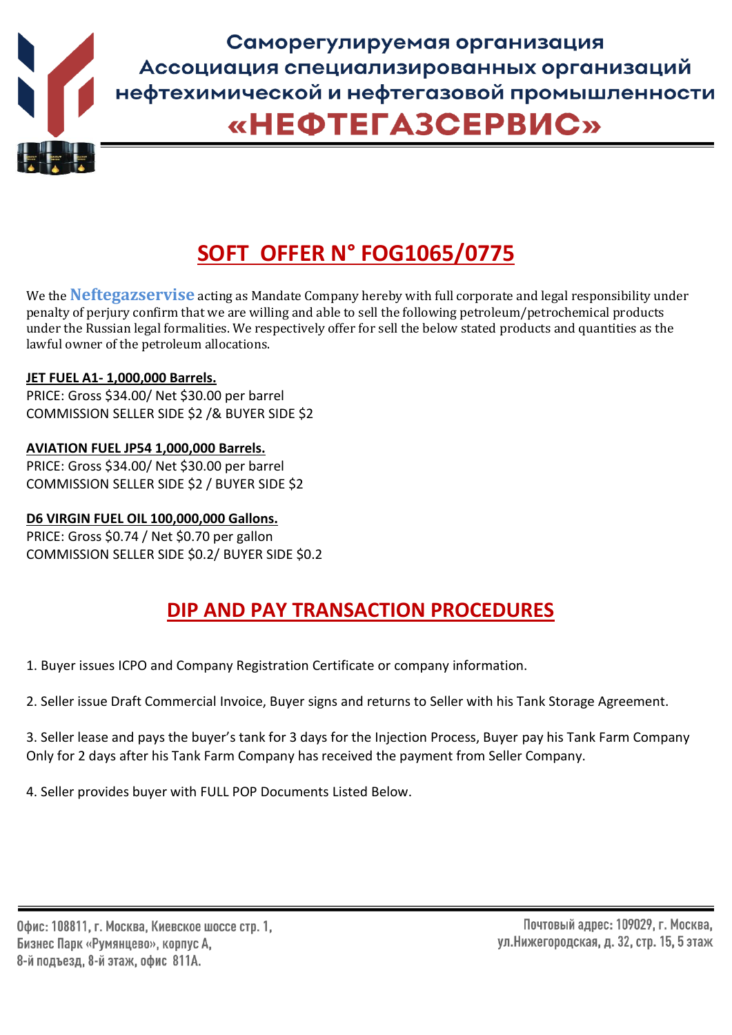**Саморегулируемая организация**
**Ассоциация специализированных организаций**
**нефтехимической и нефтегазовой промышленности**

# «НЕФТЕГАЗСЕРВИС»

## SOFT OFFER N° FOG1065/0775

We the **Neftegazservise** acting as Mandate Company hereby with full corporate and legal responsibility under penalty of perjury confirm that we are willing and able to sell the following petroleum/petrochemical products under the Russian legal formalities. We respectively offer for sell the below stated products and quantities as the lawful owner of the petroleum allocations.

**JET FUEL A1- 1,000,000 Barrels.**
PRICE: Gross $34.00/ Net $30.00 per barrel
COMMISSION SELLER SIDE $2 /& BUYER SIDE $2

**AVIATION FUEL JP54 1,000,000 Barrels.**
PRICE: Gross $34.00/ Net $30.00 per barrel
COMMISSION SELLER SIDE $2 / BUYER SIDE $2

**D6 VIRGIN FUEL OIL 100,000,000 Gallons.**
PRICE: Gross $0.74 / Net $0.70 per gallon
COMMISSION SELLER SIDE $0.2/ BUYER SIDE $0.2

## DIP AND PAY TRANSACTION PROCEDURES

1. Buyer issues ICPO and Company Registration Certificate or company information.

2. Seller issue Draft Commercial Invoice, Buyer signs and returns to Seller with his Tank Storage Agreement.

3. Seller lease and pays the buyer's tank for 3 days for the Injection Process, Buyer pay his Tank Farm Company Only for 2 days after his Tank Farm Company has received the payment from Seller Company.

4. Seller provides buyer with FULL POP Documents Listed Below.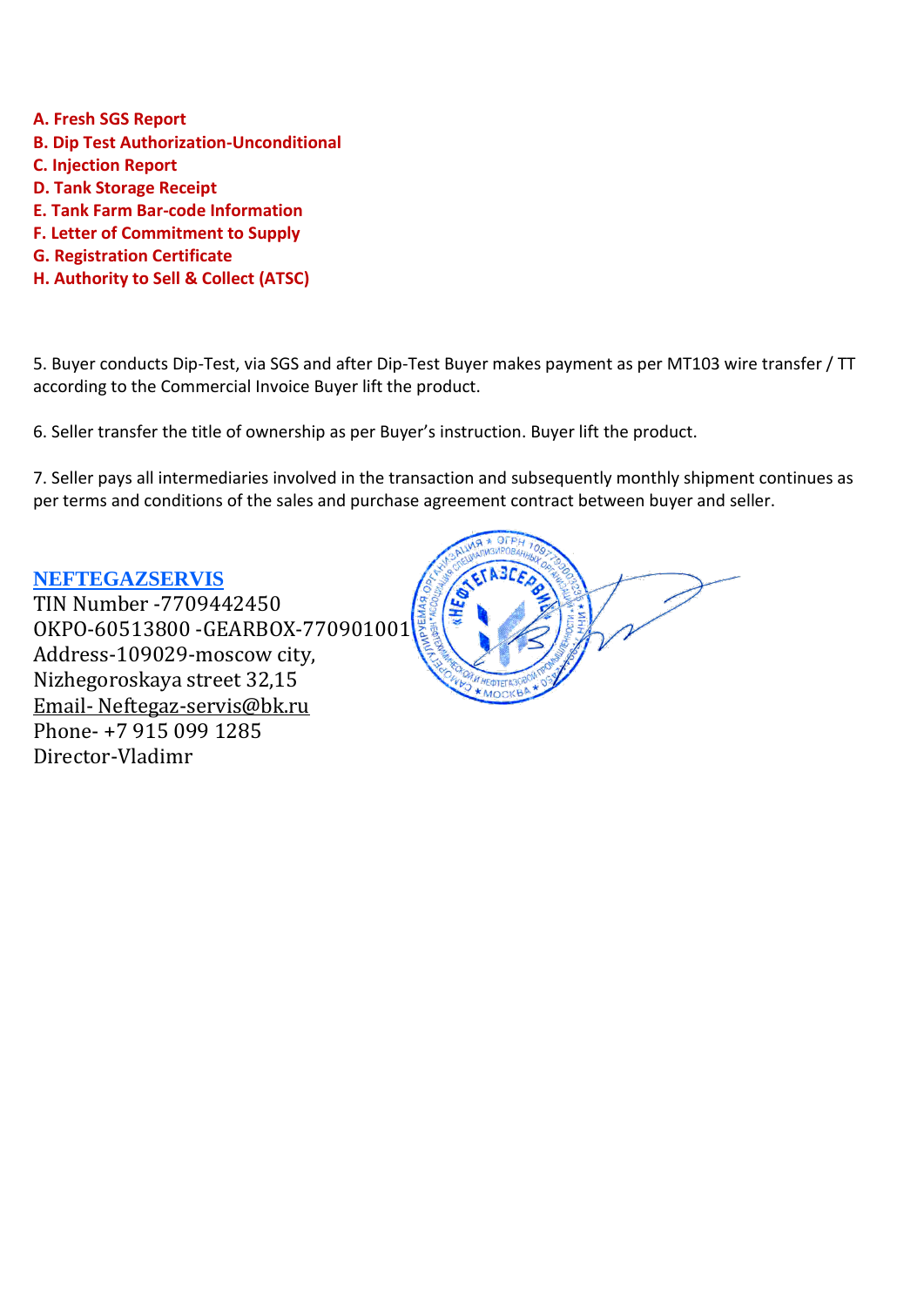**A. Fresh SGS Report**
**B. Dip Test Authorization-Unconditional**
**C. Injection Report**
**D. Tank Storage Receipt**
**E. Tank Farm Bar-code Information**
**F. Letter of Commitment to Supply**
**G. Registration Certificate**
**H. Authority to Sell & Collect (ATSC)**

5. Buyer conducts Dip-Test, via SGS and after Dip-Test Buyer makes payment as per MT103 wire transfer / TT according to the Commercial Invoice Buyer lift the product.

6. Seller transfer the title of ownership as per Buyer's instruction. Buyer lift the product.

7. Seller pays all intermediaries involved in the transaction and subsequently monthly shipment continues as per terms and conditions of the sales and purchase agreement contract between buyer and seller.

**NEFTEGAZSERVIS**
TIN Number -7709442450
OKPO-60513800 -GEARBOX-770901001
Address-109029-moscow city,
Nizhegoroskaya street 32,15
Email- Neftegaz-servis@bk.ru
Phone- +7 915 099 1285
Director-Vladimr